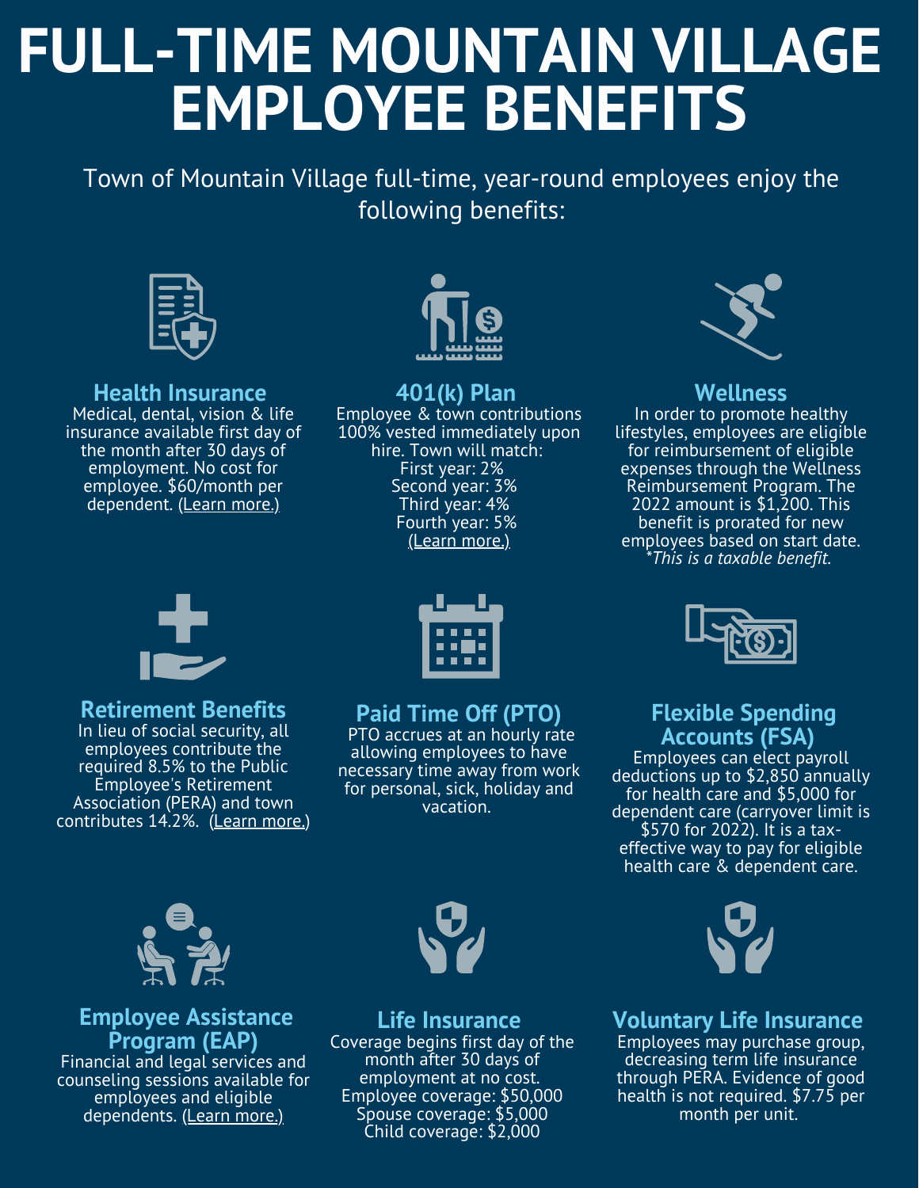# FULL-TIME MOUNTAIN VILLAGE EMPLOYEE BENEFITS

Town of Mountain Village full-time, year-round employees enjoy the following benefits:

### Health Insurance

Medical, dental, vision & life insurance available first day of the month after 30 days of employment. No cost for employee. $60/month per dependent. (Learn more.)

### 401(k) Plan

Employee & town contributions 100% vested immediately upon hire. Town will match:
First year: 2%
Second year: 3%
Third year: 4%
Fourth year: 5%
(Learn more.)

### Wellness

In order to promote healthy lifestyles, employees are eligible for reimbursement of eligible expenses through the Wellness Reimbursement Program. The 2022 amount is $1,200. This benefit is prorated for new employees based on start date. *\*This is a taxable benefit.*

### Retirement Benefits

In lieu of social security, all employees contribute the required 8.5% to the Public Employee's Retirement Association (PERA) and town contributes 14.2%. (Learn more.)

### Paid Time Off (PTO)

PTO accrues at an hourly rate allowing employees to have necessary time away from work for personal, sick, holiday and vacation.

### Flexible Spending Accounts (FSA)

Employees can elect payroll deductions up to $2,850 annually for health care and $5,000 for dependent care (carryover limit is $570 for 2022). It is a tax-effective way to pay for eligible health care & dependent care.

### Employee Assistance Program (EAP)

Financial and legal services and counseling sessions available for employees and eligible dependents. (Learn more.)

### Life Insurance

Coverage begins first day of the month after 30 days of employment at no cost.
Employee coverage: $50,000
Spouse coverage: $5,000
Child coverage: $2,000

### Voluntary Life Insurance

Employees may purchase group, decreasing term life insurance through PERA. Evidence of good health is not required. $7.75 per month per unit.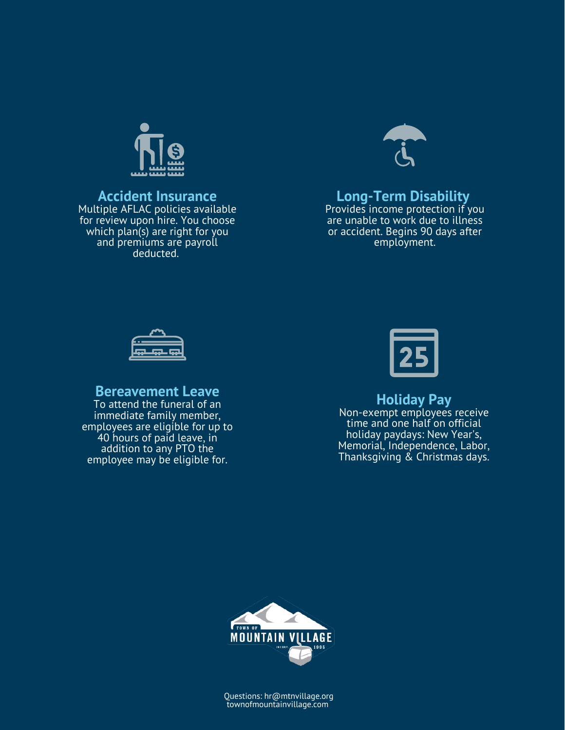## Accident Insurance

Multiple AFLAC policies available for review upon hire. You choose which plan(s) are right for you and premiums are payroll deducted.

## Long-Term Disability

Provides income protection if you are unable to work due to illness or accident. Begins 90 days after employment.

## Bereavement Leave

To attend the funeral of an immediate family member, employees are eligible for up to 40 hours of paid leave, in addition to any PTO the employee may be eligible for.

## Holiday Pay

Non-exempt employees receive time and one half on official holiday paydays: New Year's, Memorial, Independence, Labor, Thanksgiving & Christmas days.

TOWN OF MOUNTAIN VILLAGE INCORP. 1995

Questions: hr@mtnvillage.org
townofmountainvillage.com